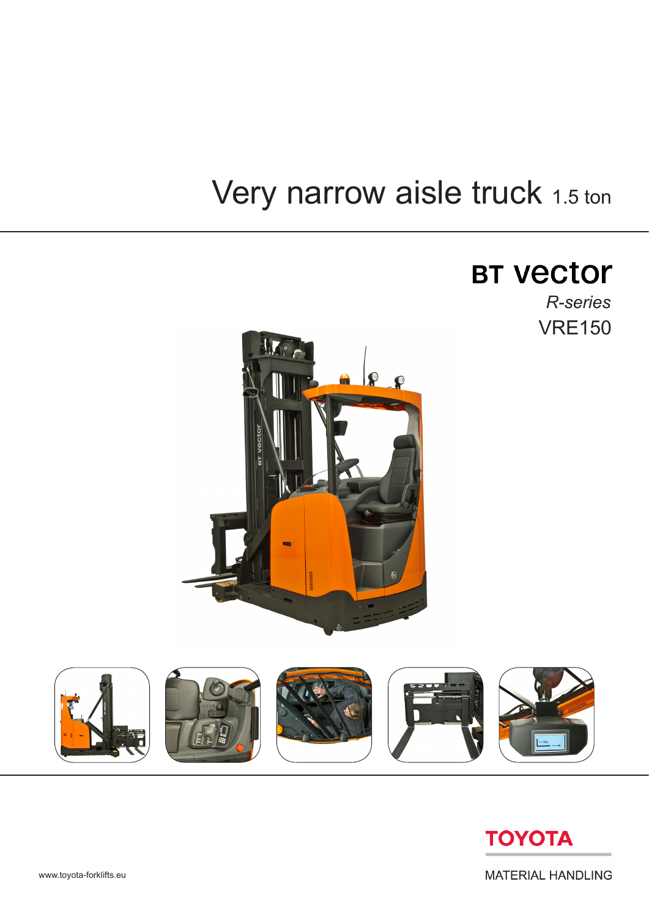# Very narrow aisle truck 1.5 ton

## BT vector

*R-series*

VRE150

TOYOTA

MATERIAL HANDLING

www.toyota-forklifts.eu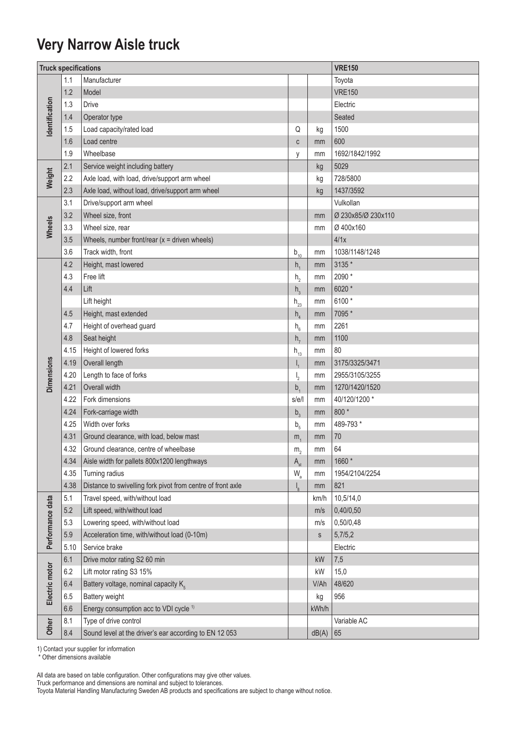# Very Narrow Aisle truck

| Truck specifications | | | | | VRE150 |
|---|---|---|---|---|---|
| Identification | 1.1 | Manufacturer | | | Toyota |
| | 1.2 | Model | | | VRE150 |
| | 1.3 | Drive | | | Electric |
| | 1.4 | Operator type | | | Seated |
| | 1.5 | Load capacity/rated load | Q | kg | 1500 |
| | 1.6 | Load centre | c | mm | 600 |
| | 1.9 | Wheelbase | y | mm | 1692/1842/1992 |
| Weight | 2.1 | Service weight including battery | | kg | 5029 |
| | 2.2 | Axle load, with load, drive/support arm wheel | | kg | 728/5800 |
| | 2.3 | Axle load, without load, drive/support arm wheel | | kg | 1437/3592 |
| Wheels | 3.1 | Drive/support arm wheel | | | Vulkollan |
| | 3.2 | Wheel size, front | | mm | Ø 230x85/Ø 230x110 |
| | 3.3 | Wheel size, rear | | mm | Ø 400x160 |
| | 3.5 | Wheels, number front/rear (x = driven wheels) | | | 4/1x |
| | 3.6 | Track width, front | $b_{10}$ | mm | 1038/1148/1248 |
| Dimensions | 4.2 | Height, mast lowered | $h_1$ | mm | 3135 * |
| | 4.3 | Free lift | $h_2$ | mm | 2090 * |
| | 4.4 | Lift | $h_3$ | mm | 6020 * |
| | | Lift height | $h_{23}$ | mm | 6100 * |
| | 4.5 | Height, mast extended | $h_4$ | mm | 7095 * |
| | 4.7 | Height of overhead guard | $h_6$ | mm | 2261 |
| | 4.8 | Seat height | $h_7$ | mm | 1100 |
| | 4.15 | Height of lowered forks | $h_{13}$ | mm | 80 |
| | 4.19 | Overall length | $l_1$ | mm | 3175/3325/3471 |
| | 4.20 | Length to face of forks | $l_2$ | mm | 2955/3105/3255 |
| | 4.21 | Overall width | $b_1$ | mm | 1270/1420/1520 |
| | 4.22 | Fork dimensions | s/e/l | mm | 40/120/1200 * |
| | 4.24 | Fork-carriage width | $b_3$ | mm | 800 * |
| | 4.25 | Width over forks | $b_5$ | mm | 489-793 * |
| | 4.31 | Ground clearance, with load, below mast | $m_1$ | mm | 70 |
| | 4.32 | Ground clearance, centre of wheelbase | $m_2$ | mm | 64 |
| | 4.34 | Aisle width for pallets 800x1200 lengthways | $A_{st}$ | mm | 1660 * |
| | 4.35 | Turning radius | $W_a$ | mm | 1954/2104/2254 |
| | 4.38 | Distance to swivelling fork pivot from centre of front axle | $l_8$ | mm | 821 |
| Performance data | 5.1 | Travel speed, with/without load | | km/h | 10,5/14,0 |
| | 5.2 | Lift speed, with/without load | | m/s | 0,40/0,50 |
| | 5.3 | Lowering speed, with/without load | | m/s | 0,50/0,48 |
| | 5.9 | Acceleration time, with/without load (0-10m) | | s | 5,7/5,2 |
| | 5.10 | Service brake | | | Electric |
| Electric motor | 6.1 | Drive motor rating S2 60 min | | kW | 7,5 |
| | 6.2 | Lift motor rating S3 15% | | kW | 15,0 |
| | 6.4 | Battery voltage, nominal capacity $K_5$ | | V/Ah | 48/620 |
| | 6.5 | Battery weight | | kg | 956 |
| | 6.6 | Energy consumption acc to VDI cycle [1] | | kWh/h | |
| Other | 8.1 | Type of drive control | | | Variable AC |
| | 8.4 | Sound level at the driver's ear according to EN 12 053 | | dB(A) | 65 |

1) Contact your supplier for information

\* Other dimensions available

All data are based on table configuration. Other configurations may give other values.
Truck performance and dimensions are nominal and subject to tolerances.
Toyota Material Handling Manufacturing Sweden AB products and specifications are subject to change without notice.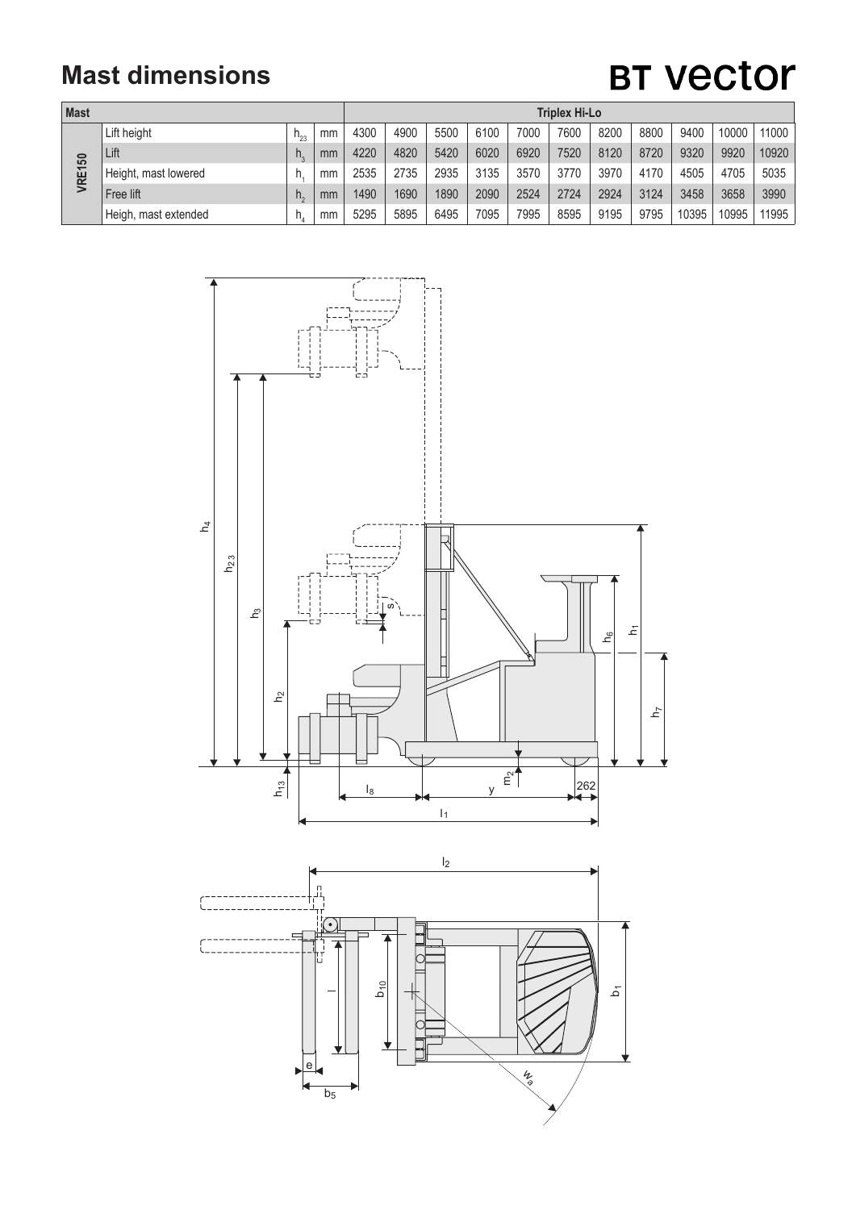# Mast dimensions

**BT vector**

| Mast | | | | Triplex Hi-Lo | | | | | | | | | | |
|---|---|---|---|---|---|---|---|---|---|---|---|---|---|---|
| VRE150 | Lift height | $h_{23}$ | mm | 4300 | 4900 | 5500 | 6100 | 7000 | 7600 | 8200 | 8800 | 9400 | 10000 | 11000 |
| | Lift | $h_3$ | mm | 4220 | 4820 | 5420 | 6020 | 6920 | 7520 | 8120 | 8720 | 9320 | 9920 | 10920 |
| | Height, mast lowered | $h_1$ | mm | 2535 | 2735 | 2935 | 3135 | 3570 | 3770 | 3970 | 4170 | 4505 | 4705 | 5035 |
| | Free lift | $h_2$ | mm | 1490 | 1690 | 1890 | 2090 | 2524 | 2724 | 2924 | 3124 | 3458 | 3658 | 3990 |
| | Heigh, mast extended | $h_4$ | mm | 5295 | 5895 | 6495 | 7095 | 7995 | 8595 | 9195 | 9795 | 10395 | 10995 | 11995 |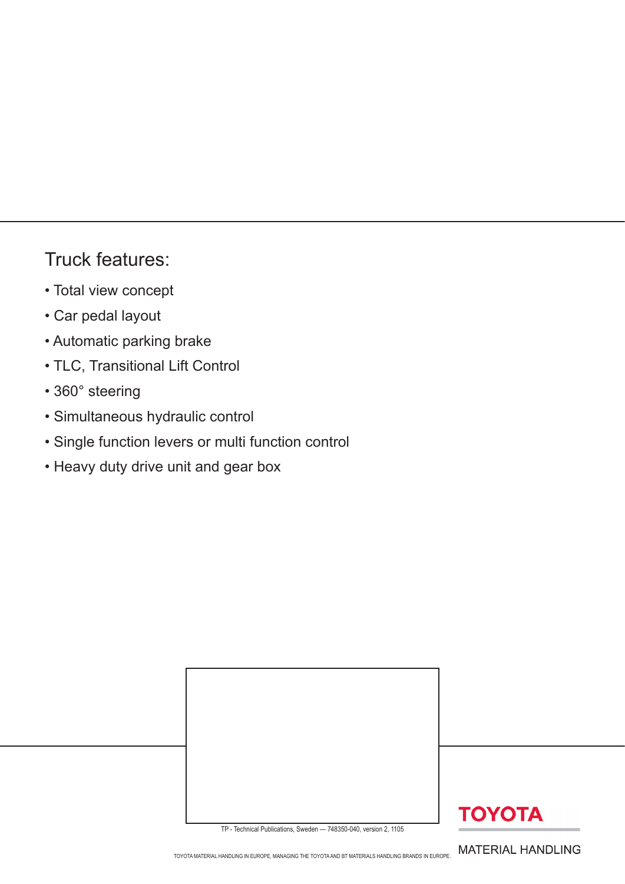## Truck features:

- Total view concept
- Car pedal layout
- Automatic parking brake
- TLC, Transitional Lift Control
- 360° steering
- Simultaneous hydraulic control
- Single function levers or multi function control
- Heavy duty drive unit and gear box

TP - Technical Publications, Sweden — 748350-040, version 2, 1105

TOYOTA

MATERIAL HANDLING

TOYOTA MATERIAL HANDLING IN EUROPE, MANAGING THE TOYOTA AND BT MATERIALS HANDLING BRANDS IN EUROPE.